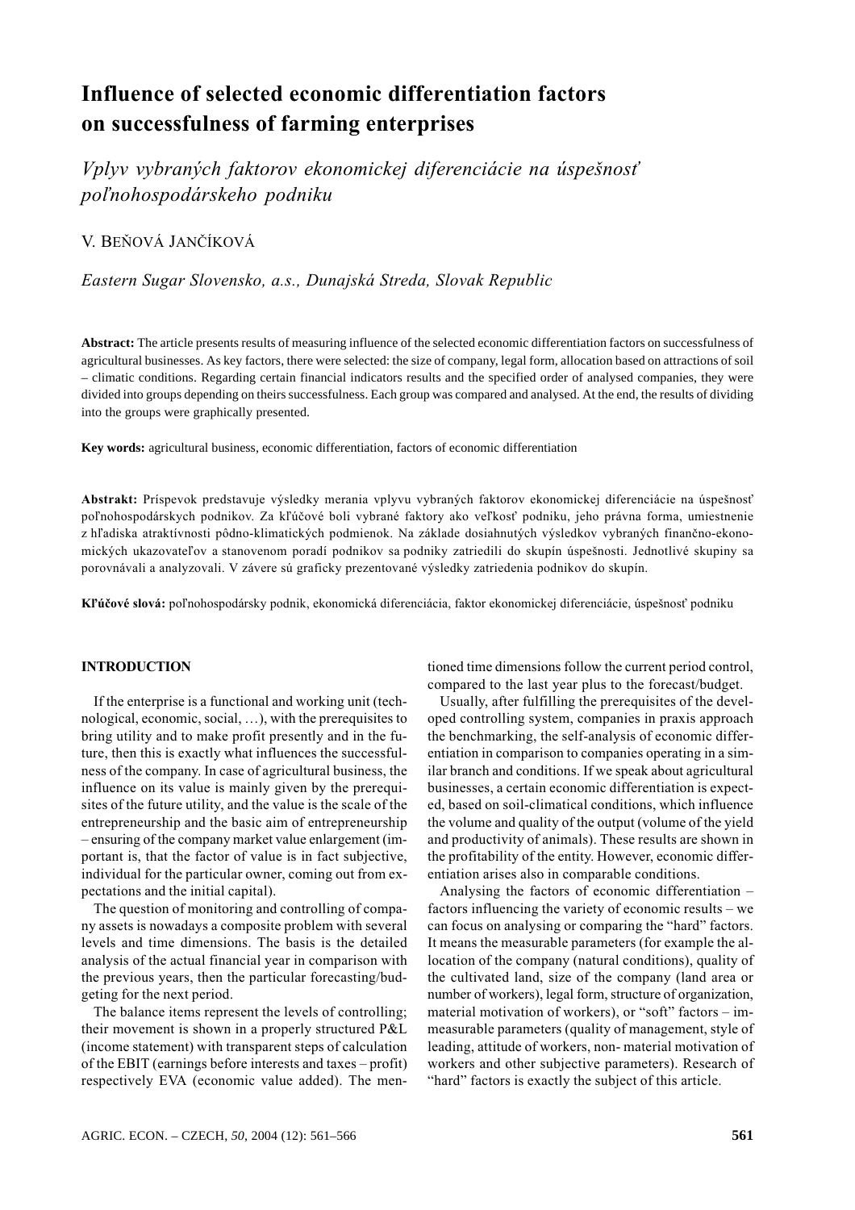# Influence of selected economic differentiation factors on successfulness of farming enterprises

*Vplyv vybraných faktorov ekonomickej diferenciácie na úspešnosť poľnohospodárskeho podniku*

V. BEŇOVÁ JANČÍKOVÁ

*Eastern Sugar Slovensko, a.s., Dunajská Streda, Slovak Republic*

**Abstract:** The article presents results of measuring influence of the selected economic differentiation factors on successfulness of agricultural businesses. As key factors, there were selected: the size of company, legal form, allocation based on attractions of soil – climatic conditions. Regarding certain financial indicators results and the specified order of analysed companies, they were divided into groups depending on theirs successfulness. Each group was compared and analysed. At the end, the results of dividing into the groups were graphically presented.

**Key words:** agricultural business, economic differentiation, factors of economic differentiation

**Abstrakt:** Príspevok predstavuje výsledky merania vplyvu vybraných faktorov ekonomickej diferenciácie na úspešnosť poľnohospodárskych podnikov. Za kľúčové boli vybrané faktory ako veľkosť podniku, jeho právna forma, umiestnenie z hľadiska atraktívnosti pôdno-klimatických podmienok. Na základe dosiahnutých výsledkov vybraných finančno-ekonomických ukazovateľov a stanovenom poradí podnikov sa podniky zatriedili do skupín úspešnosti. Jednotlivé skupiny sa porovnávali a analyzovali. V závere sú graficky prezentované výsledky zatriedenia podnikov do skupín.

**Kľúčové slová:** poľnohospodársky podnik, ekonomická diferenciácia, faktor ekonomickej diferenciácie, úspešnosť podniku

## INTRODUCTION

If the enterprise is a functional and working unit (technological, economic, social, …), with the prerequisites to bring utility and to make profit presently and in the future, then this is exactly what influences the successfulness of the company. In case of agricultural business, the influence on its value is mainly given by the prerequisites of the future utility, and the value is the scale of the entrepreneurship and the basic aim of entrepreneurship – ensuring of the company market value enlargement (important is, that the factor of value is in fact subjective, individual for the particular owner, coming out from expectations and the initial capital).

The question of monitoring and controlling of company assets is nowadays a composite problem with several levels and time dimensions. The basis is the detailed analysis of the actual financial year in comparison with the previous years, then the particular forecasting/budgeting for the next period.

The balance items represent the levels of controlling; their movement is shown in a properly structured P&L (income statement) with transparent steps of calculation of the EBIT (earnings before interests and taxes – profit) respectively EVA (economic value added). The mentioned time dimensions follow the current period control, compared to the last year plus to the forecast/budget.

Usually, after fulfilling the prerequisites of the developed controlling system, companies in praxis approach the benchmarking, the self-analysis of economic differentiation in comparison to companies operating in a similar branch and conditions. If we speak about agricultural businesses, a certain economic differentiation is expected, based on soil-climatical conditions, which influence the volume and quality of the output (volume of the yield and productivity of animals). These results are shown in the profitability of the entity. However, economic differentiation arises also in comparable conditions.

Analysing the factors of economic differentiation – factors influencing the variety of economic results – we can focus on analysing or comparing the "hard" factors. It means the measurable parameters (for example the allocation of the company (natural conditions), quality of the cultivated land, size of the company (land area or number of workers), legal form, structure of organization, material motivation of workers), or "soft" factors – immeasurable parameters (quality of management, style of leading, attitude of workers, non- material motivation of workers and other subjective parameters). Research of "hard" factors is exactly the subject of this article.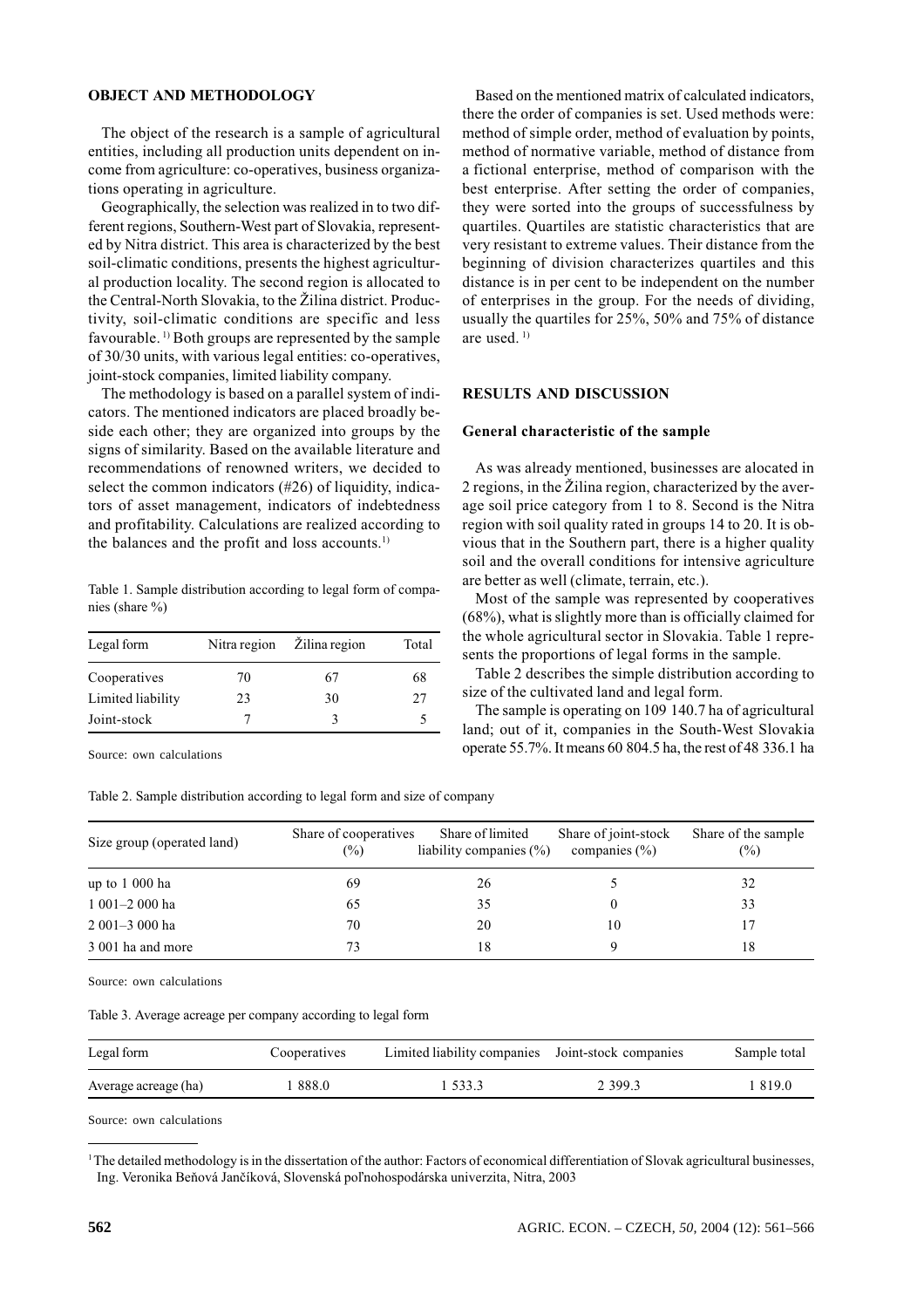## OBJECT AND METHODOLOGY

The object of the research is a sample of agricultural entities, including all production units dependent on income from agriculture: co-operatives, business organizations operating in agriculture.

Geographically, the selection was realized in to two different regions, Southern-West part of Slovakia, represented by Nitra district. This area is characterized by the best soil-climatic conditions, presents the highest agricultural production locality. The second region is allocated to the Central-North Slovakia, to the Žilina district. Productivity, soil-climatic conditions are specific and less favourable. [1)] Both groups are represented by the sample of 30/30 units, with various legal entities: co-operatives, joint-stock companies, limited liability company.

The methodology is based on a parallel system of indicators. The mentioned indicators are placed broadly beside each other; they are organized into groups by the signs of similarity. Based on the available literature and recommendations of renowned writers, we decided to select the common indicators (#26) of liquidity, indicators of asset management, indicators of indebtedness and profitability. Calculations are realized according to the balances and the profit and loss accounts.[1)]

Table 1. Sample distribution according to legal form of companies (share %)

| Legal form | Nitra region | Žilina region | Total |
|---|---|---|---|
| Cooperatives | 70 | 67 | 68 |
| Limited liability | 23 | 30 | 27 |
| Joint-stock | 7 | 3 | 5 |

Source: own calculations

Based on the mentioned matrix of calculated indicators, there the order of companies is set. Used methods were: method of simple order, method of evaluation by points, method of normative variable, method of distance from a fictional enterprise, method of comparison with the best enterprise. After setting the order of companies, they were sorted into the groups of successfulness by quartiles. Quartiles are statistic characteristics that are very resistant to extreme values. Their distance from the beginning of division characterizes quartiles and this distance is in per cent to be independent on the number of enterprises in the group. For the needs of dividing, usually the quartiles for 25%, 50% and 75% of distance are used. [1)]

## RESULTS AND DISCUSSION

### General characteristic of the sample

As was already mentioned, businesses are alocated in 2 regions, in the Žilina region, characterized by the average soil price category from 1 to 8. Second is the Nitra region with soil quality rated in groups 14 to 20. It is obvious that in the Southern part, there is a higher quality soil and the overall conditions for intensive agriculture are better as well (climate, terrain, etc.).

Most of the sample was represented by cooperatives (68%), what is slightly more than is officially claimed for the whole agricultural sector in Slovakia. Table 1 represents the proportions of legal forms in the sample.

Table 2 describes the simple distribution according to size of the cultivated land and legal form.

The sample is operating on 109 140.7 ha of agricultural land; out of it, companies in the South-West Slovakia operate 55.7%. It means 60 804.5 ha, the rest of 48 336.1 ha

Table 2. Sample distribution according to legal form and size of company

| Size group (operated land) | Share of cooperatives (%) | Share of limited liability companies (%) | Share of joint-stock companies (%) | Share of the sample (%) |
|---|---|---|---|---|
| up to 1 000 ha | 69 | 26 | 5 | 32 |
| 1 001–2 000 ha | 65 | 35 | 0 | 33 |
| 2 001–3 000 ha | 70 | 20 | 10 | 17 |
| 3 001 ha and more | 73 | 18 | 9 | 18 |

Source: own calculations

Table 3. Average acreage per company according to legal form

| Legal form | Cooperatives | Limited liability companies | Joint-stock companies | Sample total |
|---|---|---|---|---|
| Average acreage (ha) | 1 888.0 | 1 533.3 | 2 399.3 | 1 819.0 |

Source: own calculations

[1] The detailed methodology is in the dissertation of the author: Factors of economical differentiation of Slovak agricultural businesses, Ing. Veronika Beňová Jančíková, Slovenská poľnohospodárska univerzita, Nitra, 2003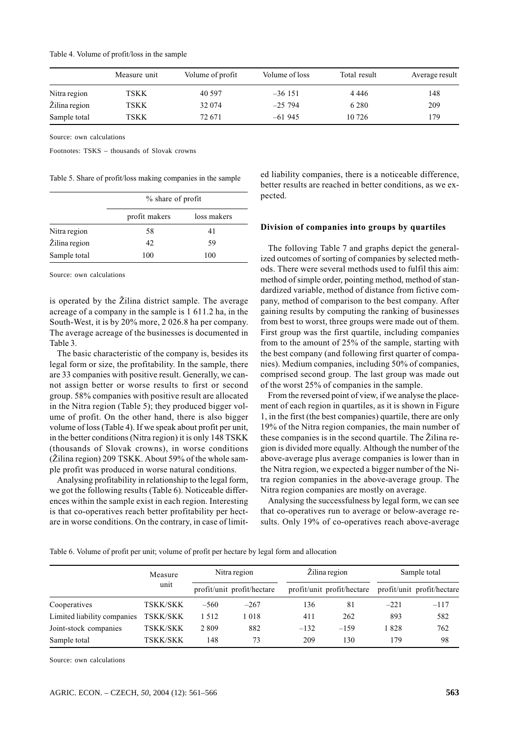Table 4. Volume of profit/loss in the sample

| | Measure unit | Volume of profit | Volume of loss | Total result | Average result |
|---|---|---|---|---|---|
| Nitra region | TSKK | 40 597 | –36 151 | 4 446 | 148 |
| Žilina region | TSKK | 32 074 | –25 794 | 6 280 | 209 |
| Sample total | TSKK | 72 671 | –61 945 | 10 726 | 179 |

Source: own calculations

Footnotes: TSKS – thousands of Slovak crowns

Table 5. Share of profit/loss making companies in the sample

| | % share of profit | |
|---|---|---|
| | profit makers | loss makers |
| Nitra region | 58 | 41 |
| Žilina region | 42 | 59 |
| Sample total | 100 | 100 |

Source: own calculations

is operated by the Žilina district sample. The average acreage of a company in the sample is 1 611.2 ha, in the South-West, it is by 20% more, 2 026.8 ha per company. The average acreage of the businesses is documented in Table 3.

The basic characteristic of the company is, besides its legal form or size, the profitability. In the sample, there are 33 companies with positive result. Generally, we cannot assign better or worse results to first or second group. 58% companies with positive result are allocated in the Nitra region (Table 5); they produced bigger volume of profit. On the other hand, there is also bigger volume of loss (Table 4). If we speak about profit per unit, in the better conditions (Nitra region) it is only 148 TSKK (thousands of Slovak crowns), in worse conditions (Žilina region) 209 TSKK. About 59% of the whole sample profit was produced in worse natural conditions.

Analysing profitability in relationship to the legal form, we got the following results (Table 6). Noticeable differences within the sample exist in each region. Interesting is that co-operatives reach better profitability per hectare in worse conditions. On the contrary, in case of limited liability companies, there is a noticeable difference, better results are reached in better conditions, as we expected.

**Division of companies into groups by quartiles**

The following Table 7 and graphs depict the generalized outcomes of sorting of companies by selected methods. There were several methods used to fulfil this aim: method of simple order, pointing method, method of standardized variable, method of distance from fictive company, method of comparison to the best company. After gaining results by computing the ranking of businesses from best to worst, three groups were made out of them. First group was the first quartile, including companies from to the amount of 25% of the sample, starting with the best company (and following first quarter of companies). Medium companies, including 50% of companies, comprised second group. The last group was made out of the worst 25% of companies in the sample.

From the reversed point of view, if we analyse the placement of each region in quartiles, as it is shown in Figure 1, in the first (the best companies) quartile, there are only 19% of the Nitra region companies, the main number of these companies is in the second quartile. The Žilina region is divided more equally. Although the number of the above-average plus average companies is lower than in the Nitra region, we expected a bigger number of the Nitra region companies in the above-average group. The Nitra region companies are mostly on average.

Analysing the successfulness by legal form, we can see that co-operatives run to average or below-average results. Only 19% of co-operatives reach above-average

Table 6. Volume of profit per unit; volume of profit per hectare by legal form and allocation

| | Measure unit | Nitra region | | Žilina region | | Sample total | |
|---|---|---|---|---|---|---|---|
| | | profit/unit | profit/hectare | profit/unit | profit/hectare | profit/unit | profit/hectare |
| Cooperatives | TSKK/SKK | –560 | –267 | 136 | 81 | –221 | –117 |
| Limited liability companies | TSKK/SKK | 1 512 | 1 018 | 411 | 262 | 893 | 582 |
| Joint-stock companies | TSKK/SKK | 2 809 | 882 | –132 | –159 | 1 828 | 762 |
| Sample total | TSKK/SKK | 148 | 73 | 209 | 130 | 179 | 98 |

Source: own calculations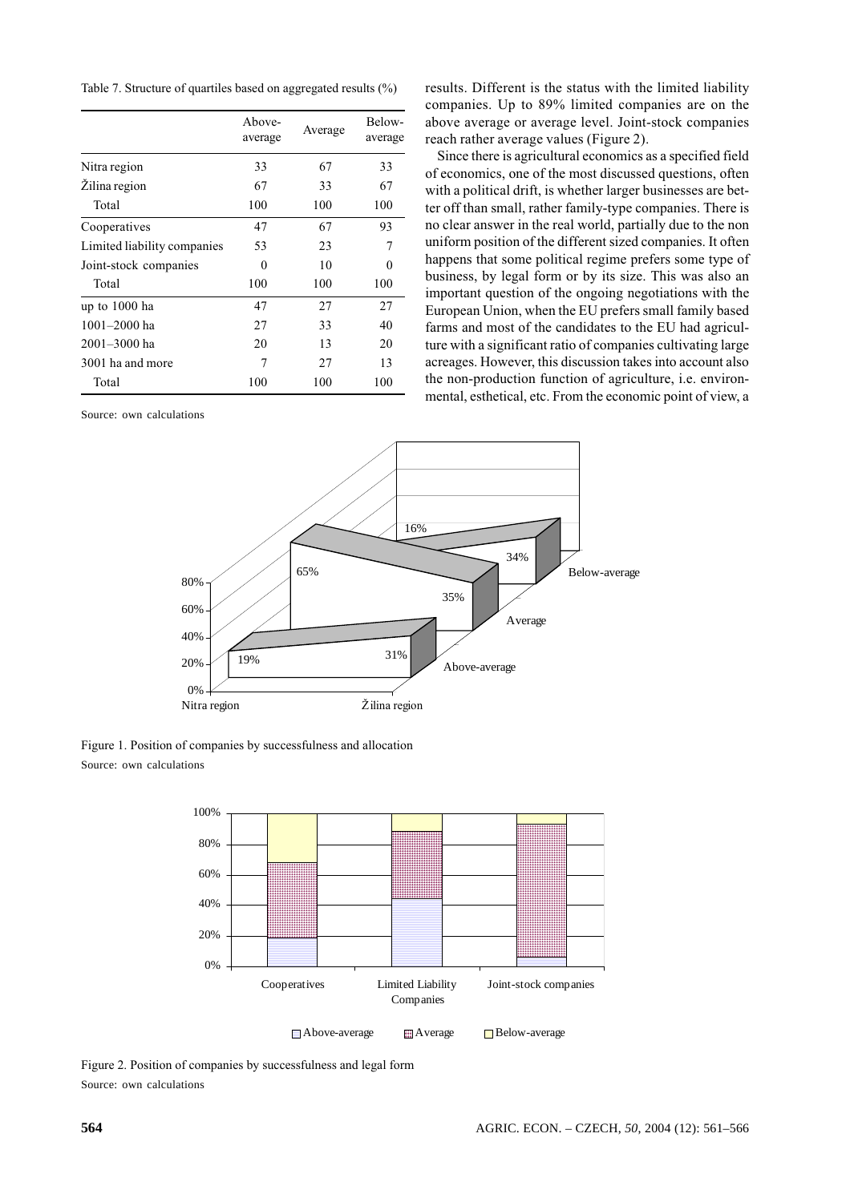Table 7. Structure of quartiles based on aggregated results (%)

| | Above-average | Average | Below-average |
|---|---|---|---|
| Nitra region | 33 | 67 | 33 |
| Žilina region | 67 | 33 | 67 |
| Total | 100 | 100 | 100 |
| Cooperatives | 47 | 67 | 93 |
| Limited liability companies | 53 | 23 | 7 |
| Joint-stock companies | 0 | 10 | 0 |
| Total | 100 | 100 | 100 |
| up to 1000 ha | 47 | 27 | 27 |
| 1001–2000 ha | 27 | 33 | 40 |
| 2001–3000 ha | 20 | 13 | 20 |
| 3001 ha and more | 7 | 27 | 13 |
| Total | 100 | 100 | 100 |

Source: own calculations

results. Different is the status with the limited liability companies. Up to 89% limited companies are on the above average or average level. Joint-stock companies reach rather average values (Figure 2).

Since there is agricultural economics as a specified field of economics, one of the most discussed questions, often with a political drift, is whether larger businesses are better off than small, rather family-type companies. There is no clear answer in the real world, partially due to the non uniform position of the different sized companies. It often happens that some political regime prefers some type of business, by legal form or by its size. This was also an important question of the ongoing negotiations with the European Union, when the EU prefers small family based farms and most of the candidates to the EU had agriculture with a significant ratio of companies cultivating large acreages. However, this discussion takes into account also the non-production function of agriculture, i.e. environmental, esthetical, etc. From the economic point of view, a

Figure 1. Position of companies by successfulness and allocation

Source: own calculations

Figure 2. Position of companies by successfulness and legal form

Source: own calculations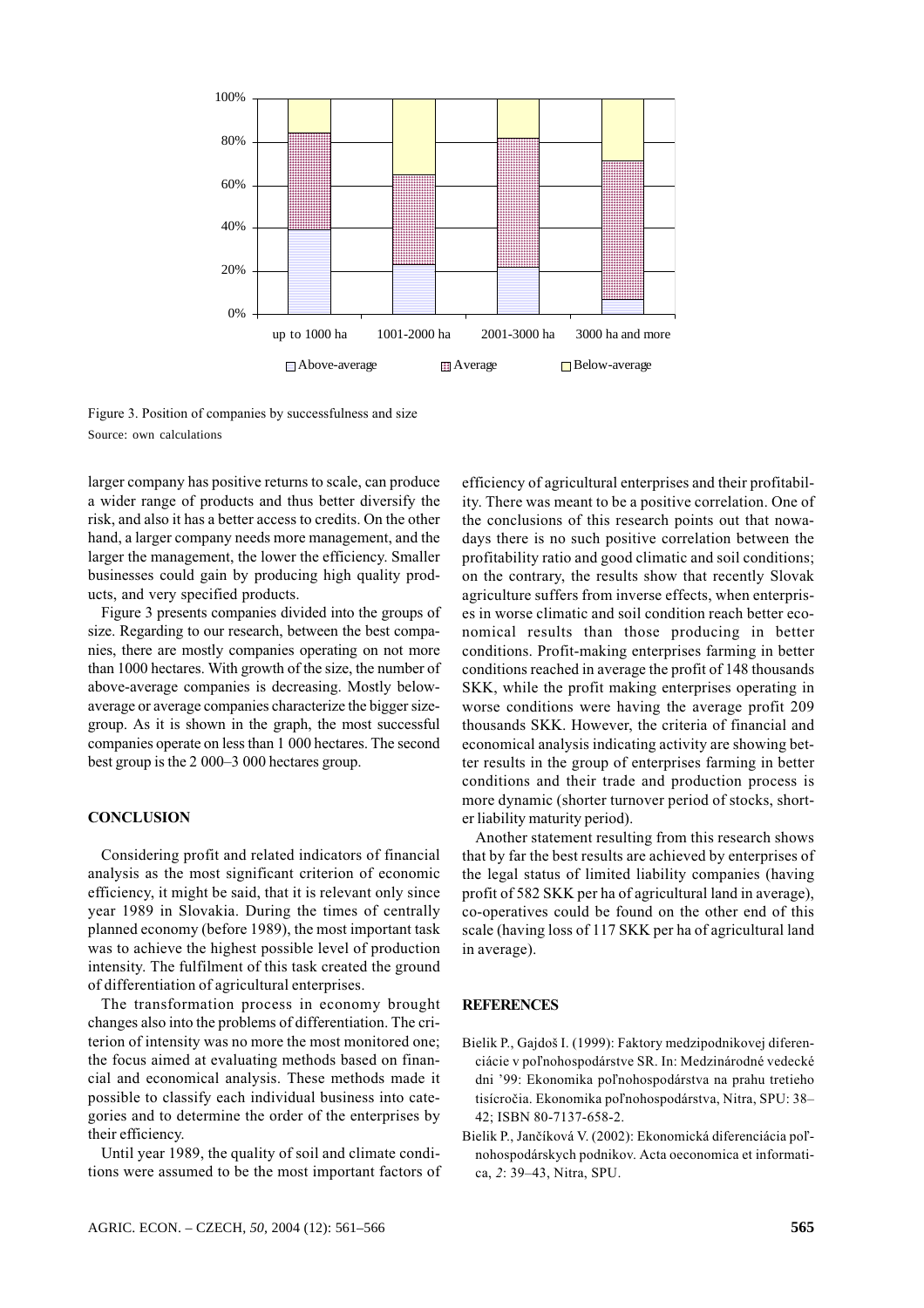Figure 3. Position of companies by successfulness and size

Source: own calculations

larger company has positive returns to scale, can produce a wider range of products and thus better diversify the risk, and also it has a better access to credits. On the other hand, a larger company needs more management, and the larger the management, the lower the efficiency. Smaller businesses could gain by producing high quality products, and very specified products.

Figure 3 presents companies divided into the groups of size. Regarding to our research, between the best companies, there are mostly companies operating on not more than 1000 hectares. With growth of the size, the number of above-average companies is decreasing. Mostly below-average or average companies characterize the bigger size-group. As it is shown in the graph, the most successful companies operate on less than 1 000 hectares. The second best group is the 2 000–3 000 hectares group.

## CONCLUSION

Considering profit and related indicators of financial analysis as the most significant criterion of economic efficiency, it might be said, that it is relevant only since year 1989 in Slovakia. During the times of centrally planned economy (before 1989), the most important task was to achieve the highest possible level of production intensity. The fulfilment of this task created the ground of differentiation of agricultural enterprises.

The transformation process in economy brought changes also into the problems of differentiation. The criterion of intensity was no more the most monitored one; the focus aimed at evaluating methods based on financial and economical analysis. These methods made it possible to classify each individual business into categories and to determine the order of the enterprises by their efficiency.

Until year 1989, the quality of soil and climate conditions were assumed to be the most important factors of efficiency of agricultural enterprises and their profitability. There was meant to be a positive correlation. One of the conclusions of this research points out that nowadays there is no such positive correlation between the profitability ratio and good climatic and soil conditions; on the contrary, the results show that recently Slovak agriculture suffers from inverse effects, when enterprises in worse climatic and soil condition reach better economical results than those producing in better conditions. Profit-making enterprises farming in better conditions reached in average the profit of 148 thousands SKK, while the profit making enterprises operating in worse conditions were having the average profit 209 thousands SKK. However, the criteria of financial and economical analysis indicating activity are showing better results in the group of enterprises farming in better conditions and their trade and production process is more dynamic (shorter turnover period of stocks, shorter liability maturity period).

Another statement resulting from this research shows that by far the best results are achieved by enterprises of the legal status of limited liability companies (having profit of 582 SKK per ha of agricultural land in average), co-operatives could be found on the other end of this scale (having loss of 117 SKK per ha of agricultural land in average).

## REFERENCES

Bielik P., Gajdoš I. (1999): Faktory medzipodnikovej diferenciácie v poľnohospodárstve SR. In: Medzinárodné vedecké dni '99: Ekonomika poľnohospodárstva na prahu tretieho tisícročia. Ekonomika poľnohospodárstva, Nitra, SPU: 38–42; ISBN 80-7137-658-2.

Bielik P., Jančíková V. (2002): Ekonomická diferenciácia poľnohospodárskych podnikov. Acta oeconomica et informatica, *2*: 39–43, Nitra, SPU.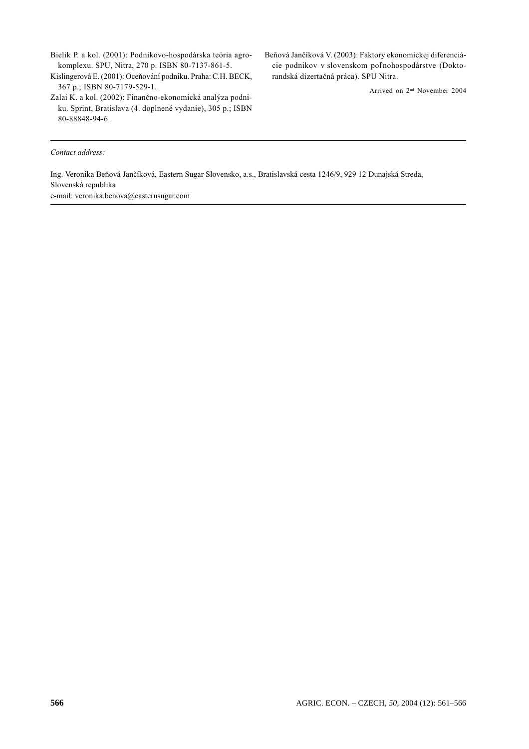Bielik P. a kol. (2001): Podnikovo-hospodárska teória agrokomplexu. SPU, Nitra, 270 p. ISBN 80-7137-861-5.

Kislingerová E. (2001): Oceňování podniku. Praha: C.H. BECK, 367 p.; ISBN 80-7179-529-1.

Zalai K. a kol. (2002): Finančno-ekonomická analýza podniku. Sprint, Bratislava (4. doplnené vydanie), 305 p.; ISBN 80-88848-94-6.

Beňová Jančíková V. (2003): Faktory ekonomickej diferenciácie podnikov v slovenskom poľnohospodárstve (Doktorandská dizertačná práca). SPU Nitra.

Arrived on 2nd November 2004

---

*Contact address:*

Ing. Veronika Beňová Jančíková, Eastern Sugar Slovensko, a.s., Bratislavská cesta 1246/9, 929 12 Dunajská Streda, Slovenská republika
e-mail: veronika.benova@easternsugar.com